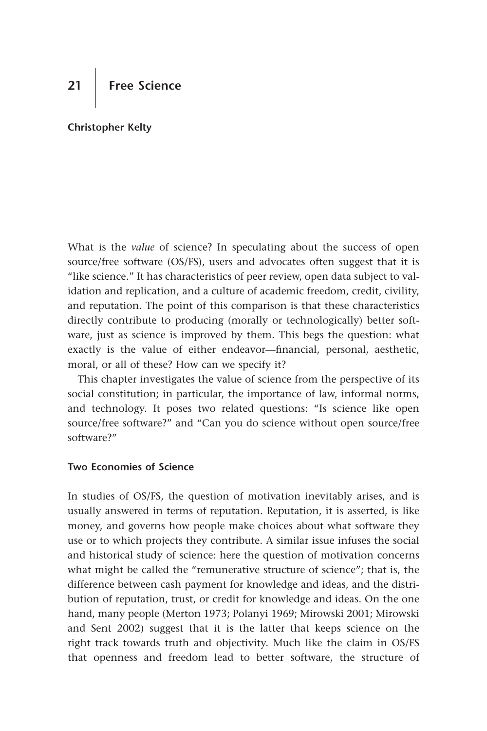# 21 Free Science

**Christopher Kelty**

What is the *value* of science? In speculating about the success of open source/free software (OS/FS), users and advocates often suggest that it is "like science." It has characteristics of peer review, open data subject to validation and replication, and a culture of academic freedom, credit, civility, and reputation. The point of this comparison is that these characteristics directly contribute to producing (morally or technologically) better software, just as science is improved by them. This begs the question: what exactly is the value of either endeavor—financial, personal, aesthetic, moral, or all of these? How can we specify it?

This chapter investigates the value of science from the perspective of its social constitution; in particular, the importance of law, informal norms, and technology. It poses two related questions: "Is science like open source/free software?" and "Can you do science without open source/free software?"

## Two Economies of Science

In studies of OS/FS, the question of motivation inevitably arises, and is usually answered in terms of reputation. Reputation, it is asserted, is like money, and governs how people make choices about what software they use or to which projects they contribute. A similar issue infuses the social and historical study of science: here the question of motivation concerns what might be called the "remunerative structure of science"; that is, the difference between cash payment for knowledge and ideas, and the distribution of reputation, trust, or credit for knowledge and ideas. On the one hand, many people (Merton 1973; Polanyi 1969; Mirowski 2001; Mirowski and Sent 2002) suggest that it is the latter that keeps science on the right track towards truth and objectivity. Much like the claim in OS/FS that openness and freedom lead to better software, the structure of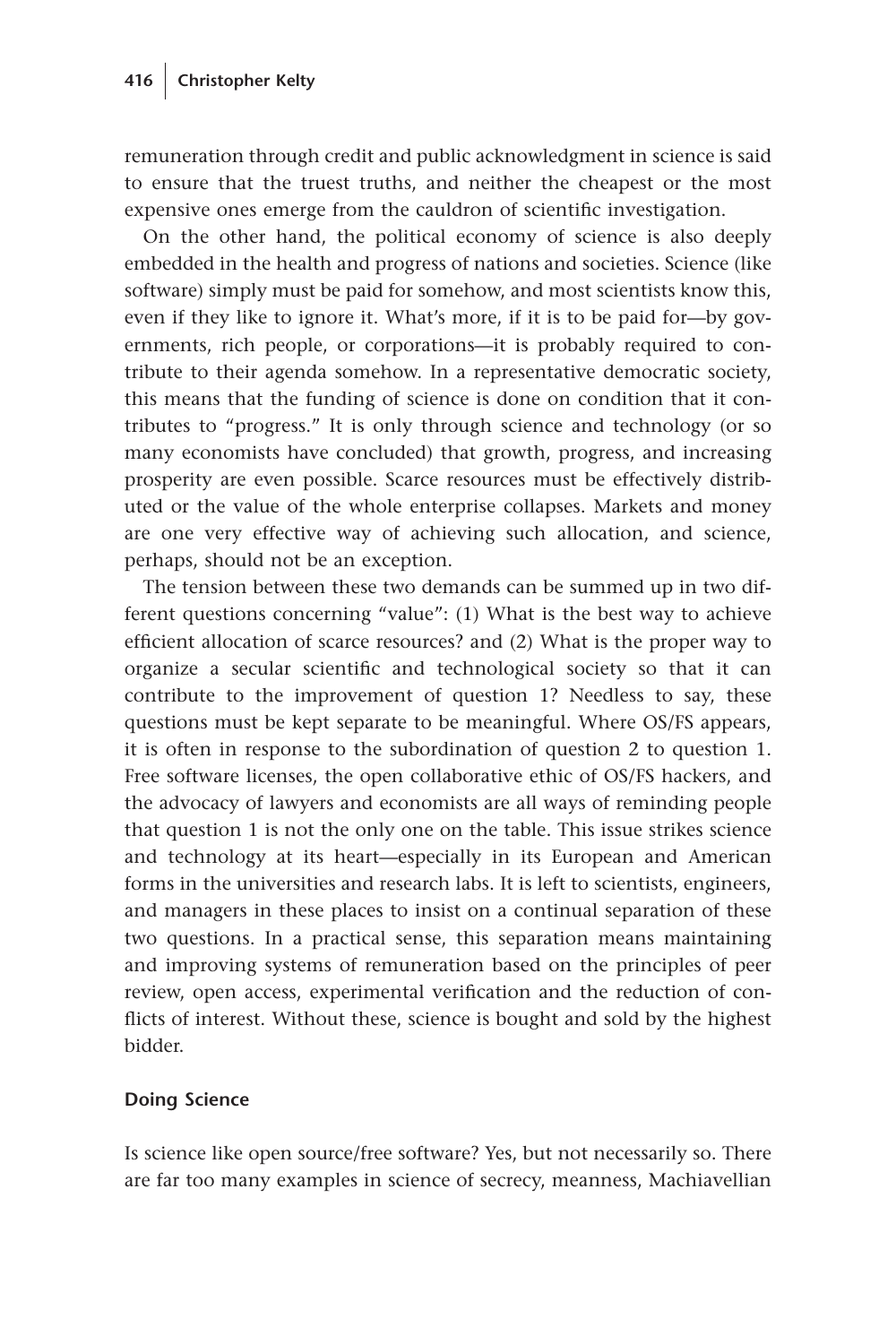remuneration through credit and public acknowledgment in science is said to ensure that the truest truths, and neither the cheapest or the most expensive ones emerge from the cauldron of scientific investigation.

On the other hand, the political economy of science is also deeply embedded in the health and progress of nations and societies. Science (like software) simply must be paid for somehow, and most scientists know this, even if they like to ignore it. What's more, if it is to be paid for—by governments, rich people, or corporations—it is probably required to contribute to their agenda somehow. In a representative democratic society, this means that the funding of science is done on condition that it contributes to "progress." It is only through science and technology (or so many economists have concluded) that growth, progress, and increasing prosperity are even possible. Scarce resources must be effectively distributed or the value of the whole enterprise collapses. Markets and money are one very effective way of achieving such allocation, and science, perhaps, should not be an exception.

The tension between these two demands can be summed up in two different questions concerning "value": (1) What is the best way to achieve efficient allocation of scarce resources? and (2) What is the proper way to organize a secular scientific and technological society so that it can contribute to the improvement of question 1? Needless to say, these questions must be kept separate to be meaningful. Where OS/FS appears, it is often in response to the subordination of question 2 to question 1. Free software licenses, the open collaborative ethic of OS/FS hackers, and the advocacy of lawyers and economists are all ways of reminding people that question 1 is not the only one on the table. This issue strikes science and technology at its heart—especially in its European and American forms in the universities and research labs. It is left to scientists, engineers, and managers in these places to insist on a continual separation of these two questions. In a practical sense, this separation means maintaining and improving systems of remuneration based on the principles of peer review, open access, experimental verification and the reduction of conflicts of interest. Without these, science is bought and sold by the highest bidder.

### Doing Science

Is science like open source/free software? Yes, but not necessarily so. There are far too many examples in science of secrecy, meanness, Machiavellian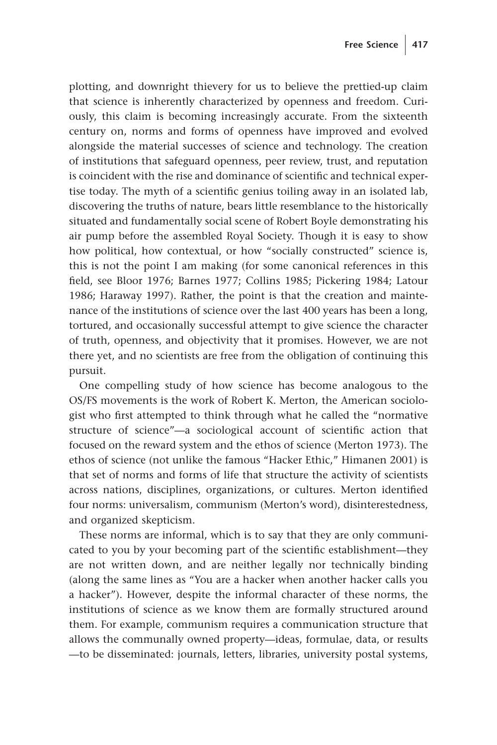plotting, and downright thievery for us to believe the prettied-up claim that science is inherently characterized by openness and freedom. Curiously, this claim is becoming increasingly accurate. From the sixteenth century on, norms and forms of openness have improved and evolved alongside the material successes of science and technology. The creation of institutions that safeguard openness, peer review, trust, and reputation is coincident with the rise and dominance of scientific and technical expertise today. The myth of a scientific genius toiling away in an isolated lab, discovering the truths of nature, bears little resemblance to the historically situated and fundamentally social scene of Robert Boyle demonstrating his air pump before the assembled Royal Society. Though it is easy to show how political, how contextual, or how "socially constructed" science is, this is not the point I am making (for some canonical references in this field, see Bloor 1976; Barnes 1977; Collins 1985; Pickering 1984; Latour 1986; Haraway 1997). Rather, the point is that the creation and maintenance of the institutions of science over the last 400 years has been a long, tortured, and occasionally successful attempt to give science the character of truth, openness, and objectivity that it promises. However, we are not there yet, and no scientists are free from the obligation of continuing this pursuit.

One compelling study of how science has become analogous to the OS/FS movements is the work of Robert K. Merton, the American sociologist who first attempted to think through what he called the "normative structure of science"—a sociological account of scientific action that focused on the reward system and the ethos of science (Merton 1973). The ethos of science (not unlike the famous "Hacker Ethic," Himanen 2001) is that set of norms and forms of life that structure the activity of scientists across nations, disciplines, organizations, or cultures. Merton identified four norms: universalism, communism (Merton's word), disinterestedness, and organized skepticism.

These norms are informal, which is to say that they are only communicated to you by your becoming part of the scientific establishment—they are not written down, and are neither legally nor technically binding (along the same lines as "You are a hacker when another hacker calls you a hacker"). However, despite the informal character of these norms, the institutions of science as we know them are formally structured around them. For example, communism requires a communication structure that allows the communally owned property—ideas, formulae, data, or results—to be disseminated: journals, letters, libraries, university postal systems,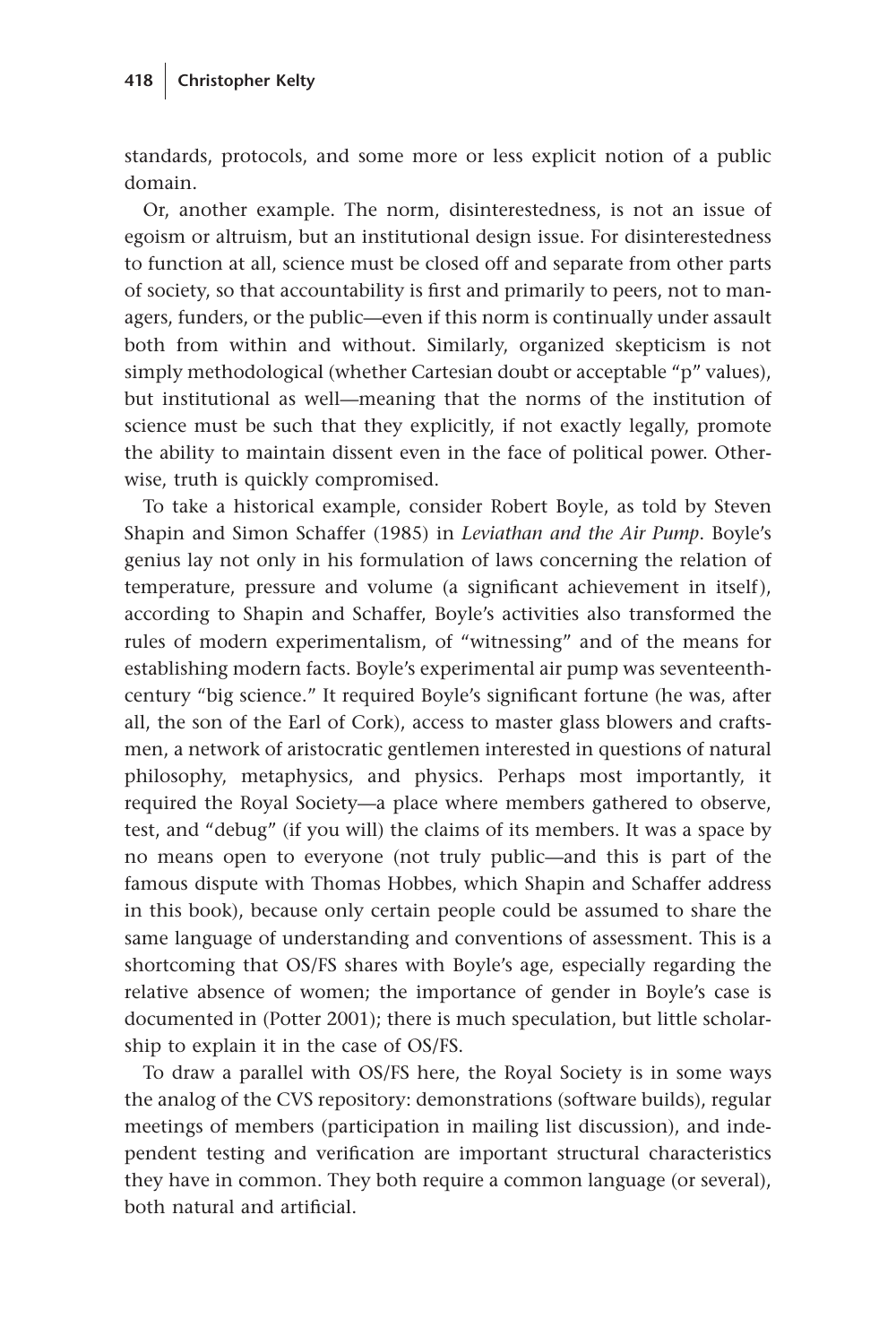standards, protocols, and some more or less explicit notion of a public domain.

Or, another example. The norm, disinterestedness, is not an issue of egoism or altruism, but an institutional design issue. For disinterestedness to function at all, science must be closed off and separate from other parts of society, so that accountability is first and primarily to peers, not to managers, funders, or the public—even if this norm is continually under assault both from within and without. Similarly, organized skepticism is not simply methodological (whether Cartesian doubt or acceptable "p" values), but institutional as well—meaning that the norms of the institution of science must be such that they explicitly, if not exactly legally, promote the ability to maintain dissent even in the face of political power. Otherwise, truth is quickly compromised.

To take a historical example, consider Robert Boyle, as told by Steven Shapin and Simon Schaffer (1985) in *Leviathan and the Air Pump*. Boyle's genius lay not only in his formulation of laws concerning the relation of temperature, pressure and volume (a significant achievement in itself), according to Shapin and Schaffer, Boyle's activities also transformed the rules of modern experimentalism, of "witnessing" and of the means for establishing modern facts. Boyle's experimental air pump was seventeenth-century "big science." It required Boyle's significant fortune (he was, after all, the son of the Earl of Cork), access to master glass blowers and craftsmen, a network of aristocratic gentlemen interested in questions of natural philosophy, metaphysics, and physics. Perhaps most importantly, it required the Royal Society—a place where members gathered to observe, test, and "debug" (if you will) the claims of its members. It was a space by no means open to everyone (not truly public—and this is part of the famous dispute with Thomas Hobbes, which Shapin and Schaffer address in this book), because only certain people could be assumed to share the same language of understanding and conventions of assessment. This is a shortcoming that OS/FS shares with Boyle's age, especially regarding the relative absence of women; the importance of gender in Boyle's case is documented in (Potter 2001); there is much speculation, but little scholarship to explain it in the case of OS/FS.

To draw a parallel with OS/FS here, the Royal Society is in some ways the analog of the CVS repository: demonstrations (software builds), regular meetings of members (participation in mailing list discussion), and independent testing and verification are important structural characteristics they have in common. They both require a common language (or several), both natural and artificial.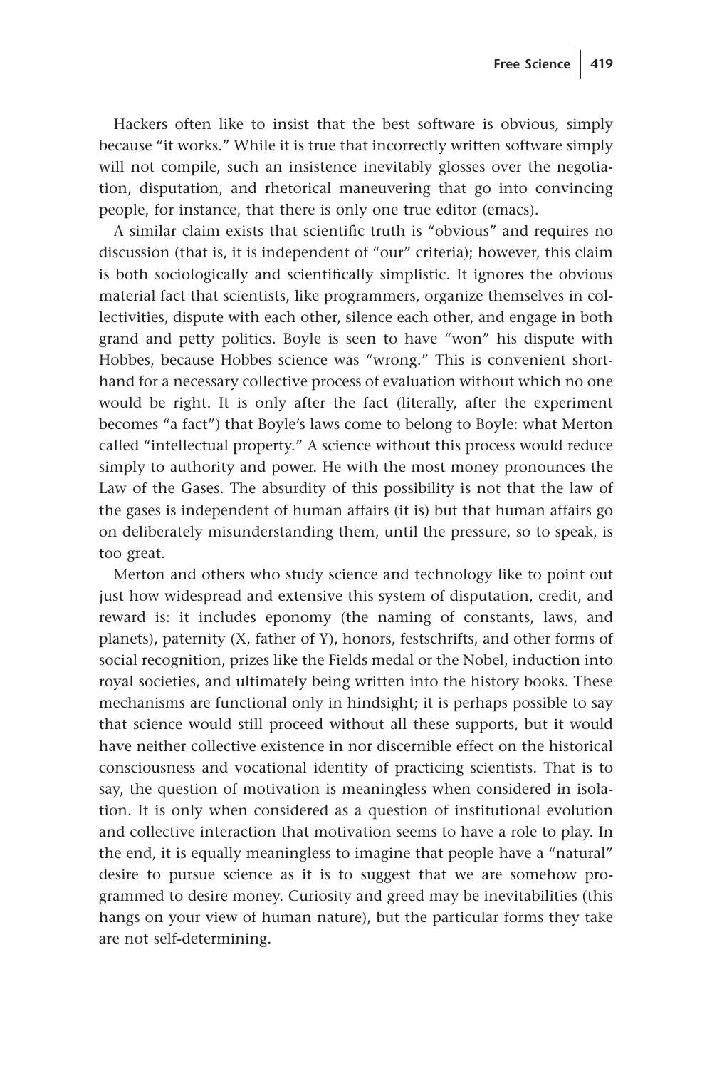Hackers often like to insist that the best software is obvious, simply because "it works." While it is true that incorrectly written software simply will not compile, such an insistence inevitably glosses over the negotiation, disputation, and rhetorical maneuvering that go into convincing people, for instance, that there is only one true editor (emacs).

A similar claim exists that scientific truth is "obvious" and requires no discussion (that is, it is independent of "our" criteria); however, this claim is both sociologically and scientifically simplistic. It ignores the obvious material fact that scientists, like programmers, organize themselves in collectivities, dispute with each other, silence each other, and engage in both grand and petty politics. Boyle is seen to have "won" his dispute with Hobbes, because Hobbes science was "wrong." This is convenient shorthand for a necessary collective process of evaluation without which no one would be right. It is only after the fact (literally, after the experiment becomes "a fact") that Boyle's laws come to belong to Boyle: what Merton called "intellectual property." A science without this process would reduce simply to authority and power. He with the most money pronounces the Law of the Gases. The absurdity of this possibility is not that the law of the gases is independent of human affairs (it is) but that human affairs go on deliberately misunderstanding them, until the pressure, so to speak, is too great.

Merton and others who study science and technology like to point out just how widespread and extensive this system of disputation, credit, and reward is: it includes eponomy (the naming of constants, laws, and planets), paternity (X, father of Y), honors, festschrifts, and other forms of social recognition, prizes like the Fields medal or the Nobel, induction into royal societies, and ultimately being written into the history books. These mechanisms are functional only in hindsight; it is perhaps possible to say that science would still proceed without all these supports, but it would have neither collective existence in nor discernible effect on the historical consciousness and vocational identity of practicing scientists. That is to say, the question of motivation is meaningless when considered in isolation. It is only when considered as a question of institutional evolution and collective interaction that motivation seems to have a role to play. In the end, it is equally meaningless to imagine that people have a "natural" desire to pursue science as it is to suggest that we are somehow programmed to desire money. Curiosity and greed may be inevitabilities (this hangs on your view of human nature), but the particular forms they take are not self-determining.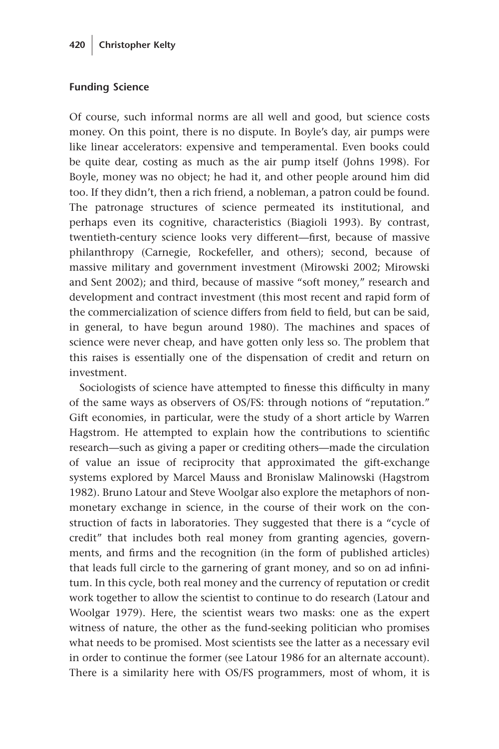### Funding Science

Of course, such informal norms are all well and good, but science costs money. On this point, there is no dispute. In Boyle's day, air pumps were like linear accelerators: expensive and temperamental. Even books could be quite dear, costing as much as the air pump itself (Johns 1998). For Boyle, money was no object; he had it, and other people around him did too. If they didn't, then a rich friend, a nobleman, a patron could be found. The patronage structures of science permeated its institutional, and perhaps even its cognitive, characteristics (Biagioli 1993). By contrast, twentieth-century science looks very different—first, because of massive philanthropy (Carnegie, Rockefeller, and others); second, because of massive military and government investment (Mirowski 2002; Mirowski and Sent 2002); and third, because of massive "soft money," research and development and contract investment (this most recent and rapid form of the commercialization of science differs from field to field, but can be said, in general, to have begun around 1980). The machines and spaces of science were never cheap, and have gotten only less so. The problem that this raises is essentially one of the dispensation of credit and return on investment.

Sociologists of science have attempted to finesse this difficulty in many of the same ways as observers of OS/FS: through notions of "reputation." Gift economies, in particular, were the study of a short article by Warren Hagstrom. He attempted to explain how the contributions to scientific research—such as giving a paper or crediting others—made the circulation of value an issue of reciprocity that approximated the gift-exchange systems explored by Marcel Mauss and Bronislaw Malinowski (Hagstrom 1982). Bruno Latour and Steve Woolgar also explore the metaphors of non-monetary exchange in science, in the course of their work on the construction of facts in laboratories. They suggested that there is a "cycle of credit" that includes both real money from granting agencies, governments, and firms and the recognition (in the form of published articles) that leads full circle to the garnering of grant money, and so on ad infinitum. In this cycle, both real money and the currency of reputation or credit work together to allow the scientist to continue to do research (Latour and Woolgar 1979). Here, the scientist wears two masks: one as the expert witness of nature, the other as the fund-seeking politician who promises what needs to be promised. Most scientists see the latter as a necessary evil in order to continue the former (see Latour 1986 for an alternate account). There is a similarity here with OS/FS programmers, most of whom, it is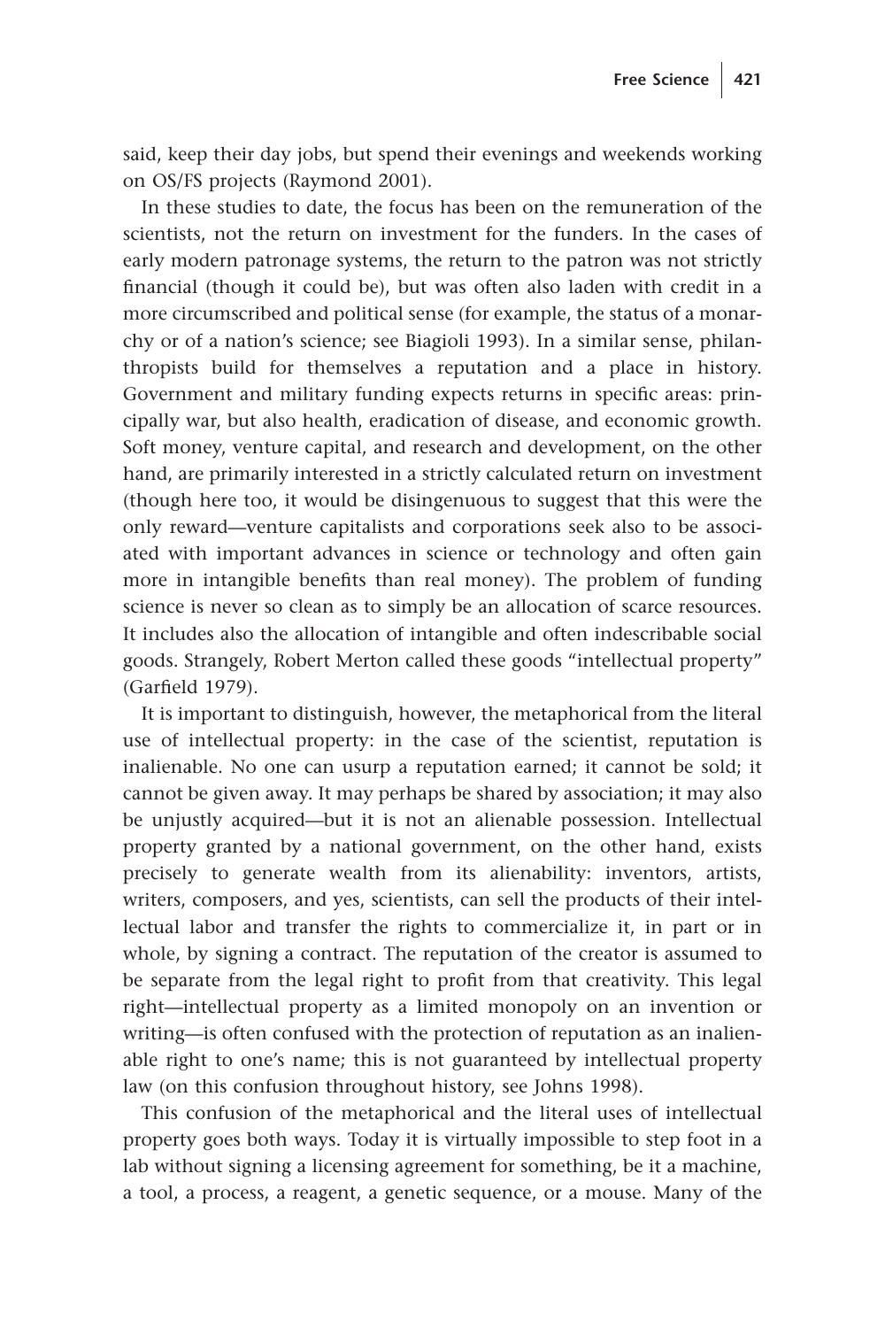said, keep their day jobs, but spend their evenings and weekends working on OS/FS projects (Raymond 2001).

In these studies to date, the focus has been on the remuneration of the scientists, not the return on investment for the funders. In the cases of early modern patronage systems, the return to the patron was not strictly financial (though it could be), but was often also laden with credit in a more circumscribed and political sense (for example, the status of a monarchy or of a nation's science; see Biagioli 1993). In a similar sense, philanthropists build for themselves a reputation and a place in history. Government and military funding expects returns in specific areas: principally war, but also health, eradication of disease, and economic growth. Soft money, venture capital, and research and development, on the other hand, are primarily interested in a strictly calculated return on investment (though here too, it would be disingenuous to suggest that this were the only reward—venture capitalists and corporations seek also to be associated with important advances in science or technology and often gain more in intangible benefits than real money). The problem of funding science is never so clean as to simply be an allocation of scarce resources. It includes also the allocation of intangible and often indescribable social goods. Strangely, Robert Merton called these goods "intellectual property" (Garfield 1979).

It is important to distinguish, however, the metaphorical from the literal use of intellectual property: in the case of the scientist, reputation is inalienable. No one can usurp a reputation earned; it cannot be sold; it cannot be given away. It may perhaps be shared by association; it may also be unjustly acquired—but it is not an alienable possession. Intellectual property granted by a national government, on the other hand, exists precisely to generate wealth from its alienability: inventors, artists, writers, composers, and yes, scientists, can sell the products of their intellectual labor and transfer the rights to commercialize it, in part or in whole, by signing a contract. The reputation of the creator is assumed to be separate from the legal right to profit from that creativity. This legal right—intellectual property as a limited monopoly on an invention or writing—is often confused with the protection of reputation as an inalienable right to one's name; this is not guaranteed by intellectual property law (on this confusion throughout history, see Johns 1998).

This confusion of the metaphorical and the literal uses of intellectual property goes both ways. Today it is virtually impossible to step foot in a lab without signing a licensing agreement for something, be it a machine, a tool, a process, a reagent, a genetic sequence, or a mouse. Many of the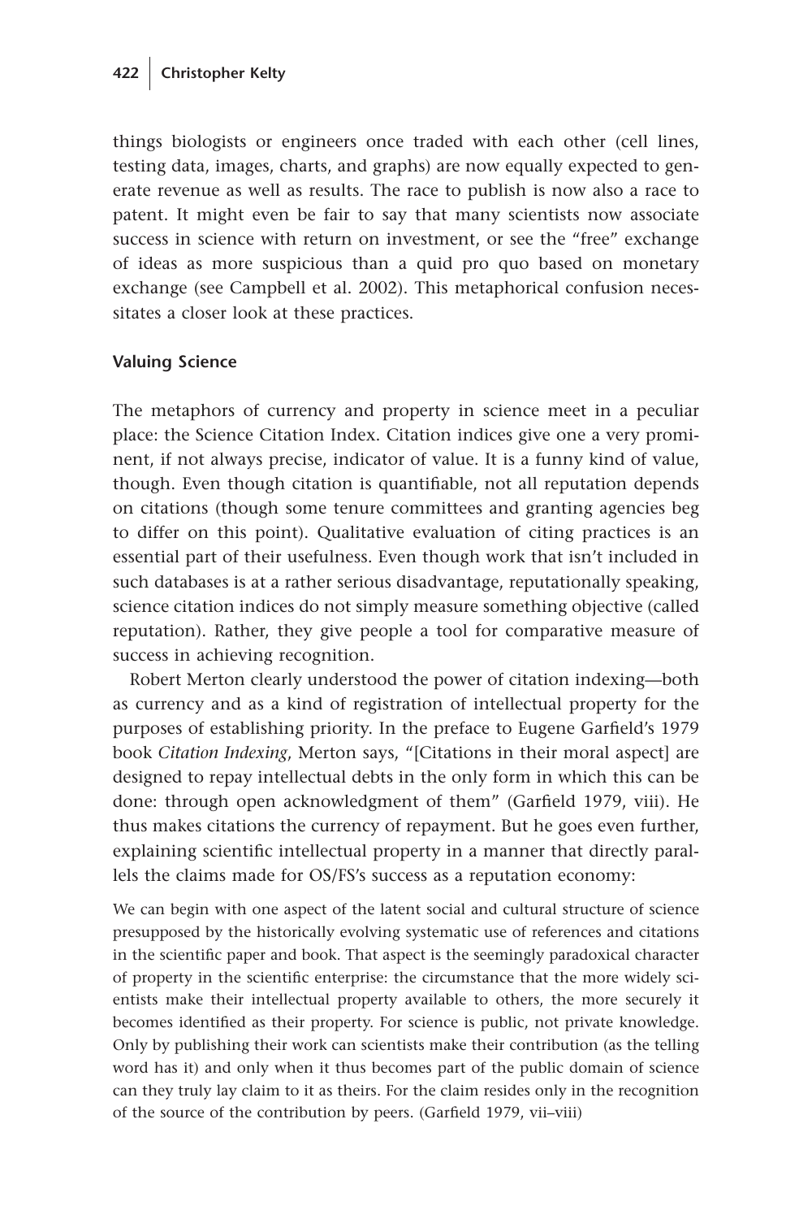things biologists or engineers once traded with each other (cell lines, testing data, images, charts, and graphs) are now equally expected to generate revenue as well as results. The race to publish is now also a race to patent. It might even be fair to say that many scientists now associate success in science with return on investment, or see the "free" exchange of ideas as more suspicious than a quid pro quo based on monetary exchange (see Campbell et al. 2002). This metaphorical confusion necessitates a closer look at these practices.

### Valuing Science

The metaphors of currency and property in science meet in a peculiar place: the Science Citation Index. Citation indices give one a very prominent, if not always precise, indicator of value. It is a funny kind of value, though. Even though citation is quantifiable, not all reputation depends on citations (though some tenure committees and granting agencies beg to differ on this point). Qualitative evaluation of citing practices is an essential part of their usefulness. Even though work that isn't included in such databases is at a rather serious disadvantage, reputationally speaking, science citation indices do not simply measure something objective (called reputation). Rather, they give people a tool for comparative measure of success in achieving recognition.

Robert Merton clearly understood the power of citation indexing—both as currency and as a kind of registration of intellectual property for the purposes of establishing priority. In the preface to Eugene Garfield's 1979 book *Citation Indexing*, Merton says, "[Citations in their moral aspect] are designed to repay intellectual debts in the only form in which this can be done: through open acknowledgment of them" (Garfield 1979, viii). He thus makes citations the currency of repayment. But he goes even further, explaining scientific intellectual property in a manner that directly parallels the claims made for OS/FS's success as a reputation economy:

> We can begin with one aspect of the latent social and cultural structure of science presupposed by the historically evolving systematic use of references and citations in the scientific paper and book. That aspect is the seemingly paradoxical character of property in the scientific enterprise: the circumstance that the more widely scientists make their intellectual property available to others, the more securely it becomes identified as their property. For science is public, not private knowledge. Only by publishing their work can scientists make their contribution (as the telling word has it) and only when it thus becomes part of the public domain of science can they truly lay claim to it as theirs. For the claim resides only in the recognition of the source of the contribution by peers. (Garfield 1979, vii–viii)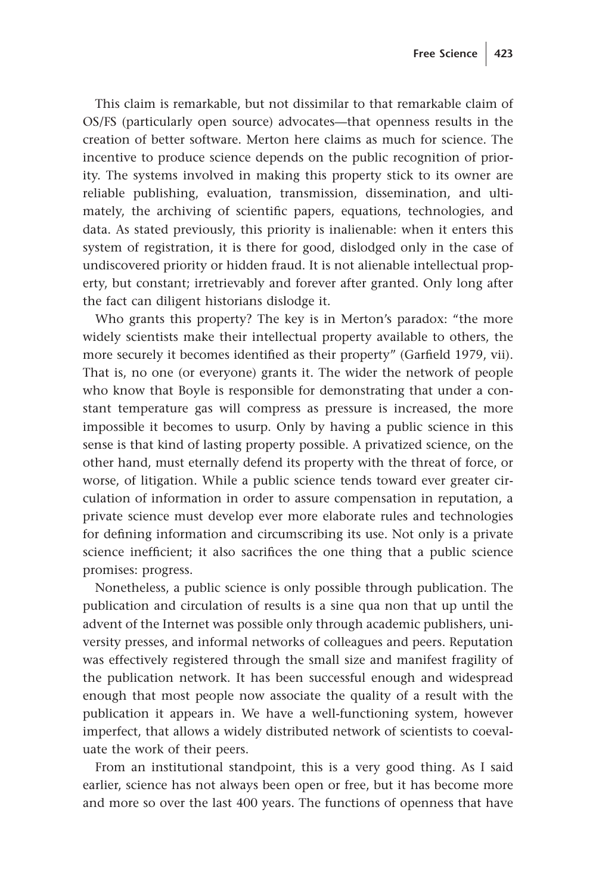This claim is remarkable, but not dissimilar to that remarkable claim of OS/FS (particularly open source) advocates—that openness results in the creation of better software. Merton here claims as much for science. The incentive to produce science depends on the public recognition of priority. The systems involved in making this property stick to its owner are reliable publishing, evaluation, transmission, dissemination, and ultimately, the archiving of scientific papers, equations, technologies, and data. As stated previously, this priority is inalienable: when it enters this system of registration, it is there for good, dislodged only in the case of undiscovered priority or hidden fraud. It is not alienable intellectual property, but constant; irretrievably and forever after granted. Only long after the fact can diligent historians dislodge it.

Who grants this property? The key is in Merton's paradox: "the more widely scientists make their intellectual property available to others, the more securely it becomes identified as their property" (Garfield 1979, vii). That is, no one (or everyone) grants it. The wider the network of people who know that Boyle is responsible for demonstrating that under a constant temperature gas will compress as pressure is increased, the more impossible it becomes to usurp. Only by having a public science in this sense is that kind of lasting property possible. A privatized science, on the other hand, must eternally defend its property with the threat of force, or worse, of litigation. While a public science tends toward ever greater circulation of information in order to assure compensation in reputation, a private science must develop ever more elaborate rules and technologies for defining information and circumscribing its use. Not only is a private science inefficient; it also sacrifices the one thing that a public science promises: progress.

Nonetheless, a public science is only possible through publication. The publication and circulation of results is a sine qua non that up until the advent of the Internet was possible only through academic publishers, university presses, and informal networks of colleagues and peers. Reputation was effectively registered through the small size and manifest fragility of the publication network. It has been successful enough and widespread enough that most people now associate the quality of a result with the publication it appears in. We have a well-functioning system, however imperfect, that allows a widely distributed network of scientists to coevaluate the work of their peers.

From an institutional standpoint, this is a very good thing. As I said earlier, science has not always been open or free, but it has become more and more so over the last 400 years. The functions of openness that have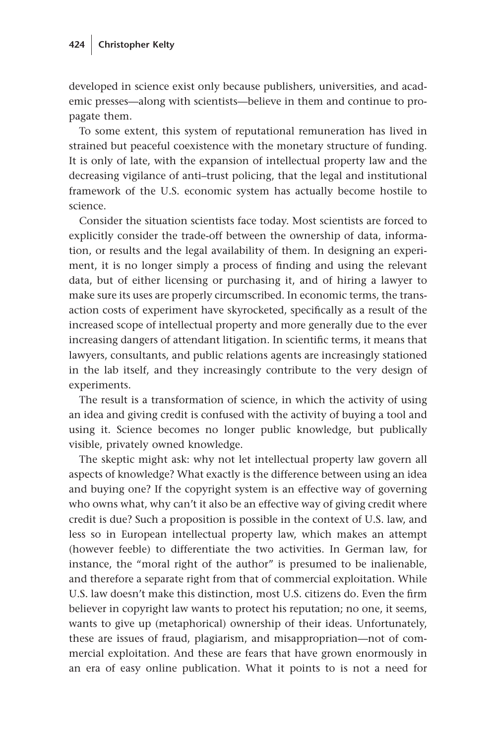developed in science exist only because publishers, universities, and academic presses—along with scientists—believe in them and continue to propagate them.

To some extent, this system of reputational remuneration has lived in strained but peaceful coexistence with the monetary structure of funding. It is only of late, with the expansion of intellectual property law and the decreasing vigilance of anti–trust policing, that the legal and institutional framework of the U.S. economic system has actually become hostile to science.

Consider the situation scientists face today. Most scientists are forced to explicitly consider the trade-off between the ownership of data, information, or results and the legal availability of them. In designing an experiment, it is no longer simply a process of finding and using the relevant data, but of either licensing or purchasing it, and of hiring a lawyer to make sure its uses are properly circumscribed. In economic terms, the transaction costs of experiment have skyrocketed, specifically as a result of the increased scope of intellectual property and more generally due to the ever increasing dangers of attendant litigation. In scientific terms, it means that lawyers, consultants, and public relations agents are increasingly stationed in the lab itself, and they increasingly contribute to the very design of experiments.

The result is a transformation of science, in which the activity of using an idea and giving credit is confused with the activity of buying a tool and using it. Science becomes no longer public knowledge, but publically visible, privately owned knowledge.

The skeptic might ask: why not let intellectual property law govern all aspects of knowledge? What exactly is the difference between using an idea and buying one? If the copyright system is an effective way of governing who owns what, why can't it also be an effective way of giving credit where credit is due? Such a proposition is possible in the context of U.S. law, and less so in European intellectual property law, which makes an attempt (however feeble) to differentiate the two activities. In German law, for instance, the "moral right of the author" is presumed to be inalienable, and therefore a separate right from that of commercial exploitation. While U.S. law doesn't make this distinction, most U.S. citizens do. Even the firm believer in copyright law wants to protect his reputation; no one, it seems, wants to give up (metaphorical) ownership of their ideas. Unfortunately, these are issues of fraud, plagiarism, and misappropriation—not of commercial exploitation. And these are fears that have grown enormously in an era of easy online publication. What it points to is not a need for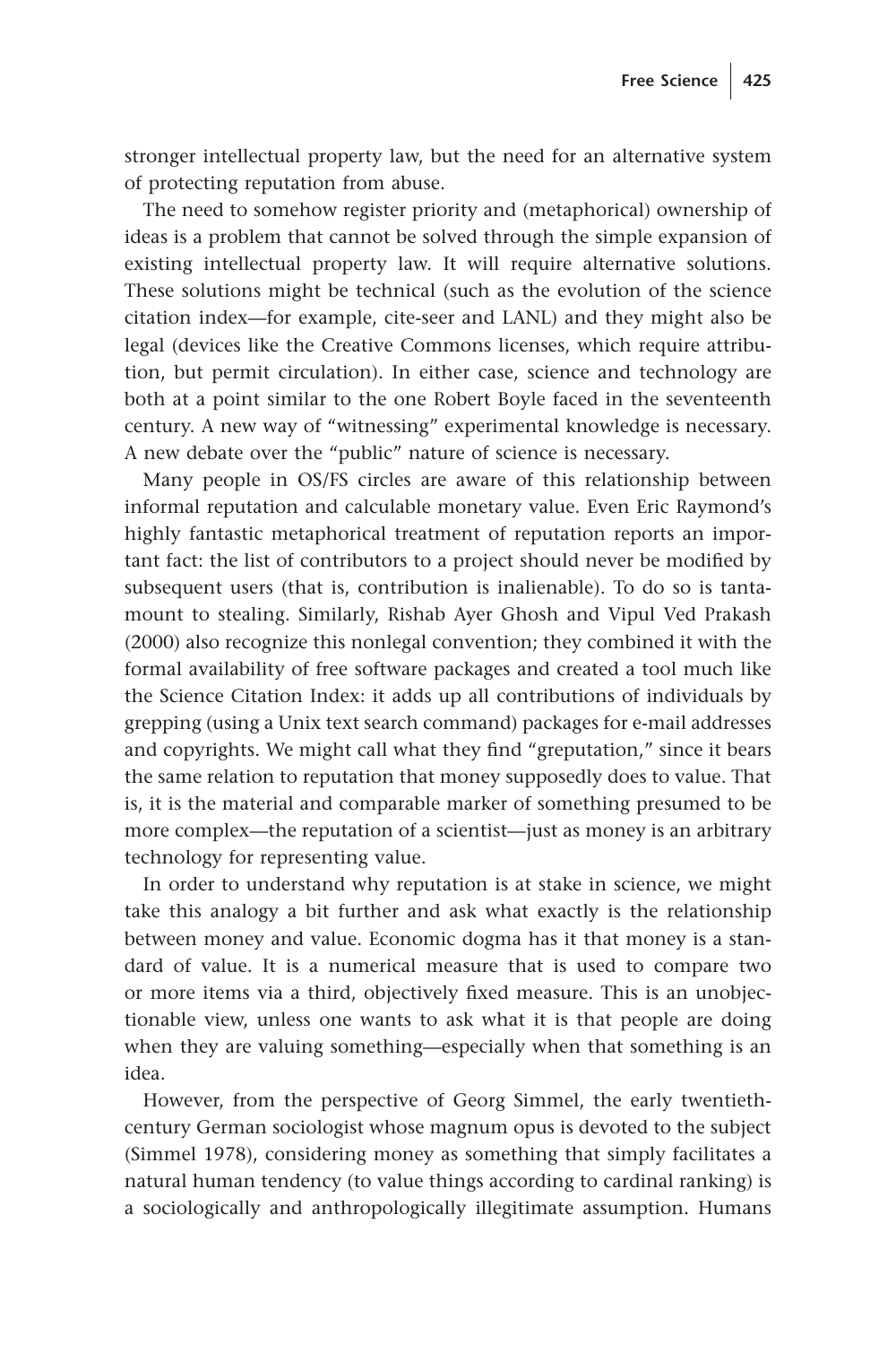stronger intellectual property law, but the need for an alternative system of protecting reputation from abuse.

The need to somehow register priority and (metaphorical) ownership of ideas is a problem that cannot be solved through the simple expansion of existing intellectual property law. It will require alternative solutions. These solutions might be technical (such as the evolution of the science citation index—for example, cite-seer and LANL) and they might also be legal (devices like the Creative Commons licenses, which require attribution, but permit circulation). In either case, science and technology are both at a point similar to the one Robert Boyle faced in the seventeenth century. A new way of "witnessing" experimental knowledge is necessary. A new debate over the "public" nature of science is necessary.

Many people in OS/FS circles are aware of this relationship between informal reputation and calculable monetary value. Even Eric Raymond's highly fantastic metaphorical treatment of reputation reports an important fact: the list of contributors to a project should never be modified by subsequent users (that is, contribution is inalienable). To do so is tantamount to stealing. Similarly, Rishab Ayer Ghosh and Vipul Ved Prakash (2000) also recognize this nonlegal convention; they combined it with the formal availability of free software packages and created a tool much like the Science Citation Index: it adds up all contributions of individuals by grepping (using a Unix text search command) packages for e-mail addresses and copyrights. We might call what they find "greputation," since it bears the same relation to reputation that money supposedly does to value. That is, it is the material and comparable marker of something presumed to be more complex—the reputation of a scientist—just as money is an arbitrary technology for representing value.

In order to understand why reputation is at stake in science, we might take this analogy a bit further and ask what exactly is the relationship between money and value. Economic dogma has it that money is a standard of value. It is a numerical measure that is used to compare two or more items via a third, objectively fixed measure. This is an unobjectionable view, unless one wants to ask what it is that people are doing when they are valuing something—especially when that something is an idea.

However, from the perspective of Georg Simmel, the early twentieth-century German sociologist whose magnum opus is devoted to the subject (Simmel 1978), considering money as something that simply facilitates a natural human tendency (to value things according to cardinal ranking) is a sociologically and anthropologically illegitimate assumption. Humans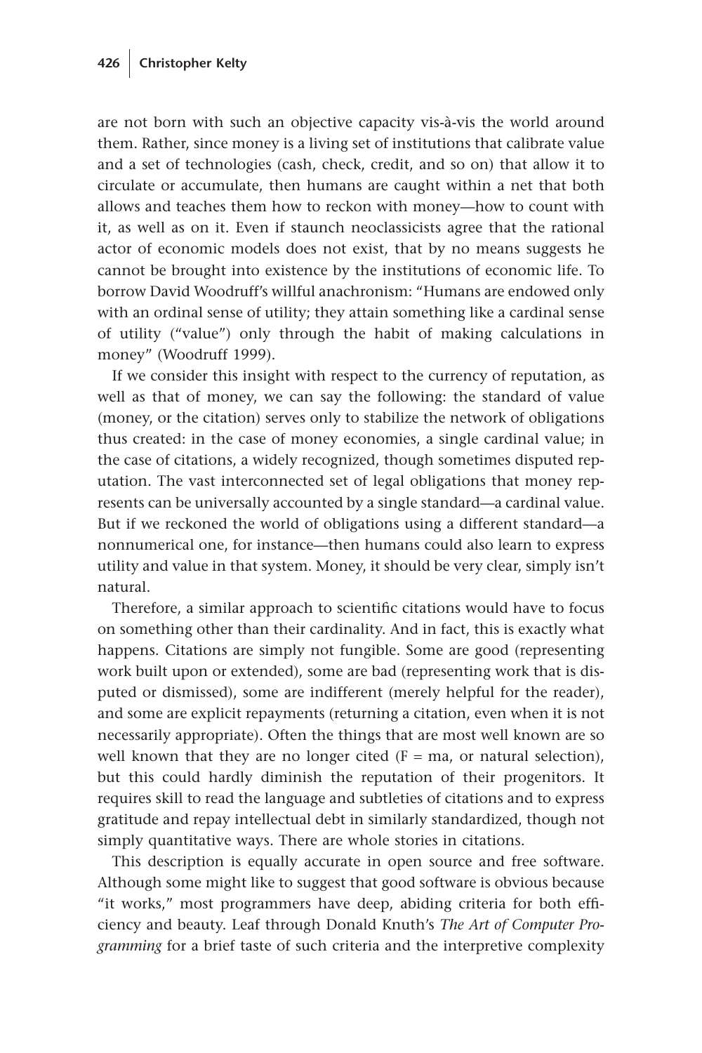are not born with such an objective capacity vis-à-vis the world around them. Rather, since money is a living set of institutions that calibrate value and a set of technologies (cash, check, credit, and so on) that allow it to circulate or accumulate, then humans are caught within a net that both allows and teaches them how to reckon with money—how to count with it, as well as on it. Even if staunch neoclassicists agree that the rational actor of economic models does not exist, that by no means suggests he cannot be brought into existence by the institutions of economic life. To borrow David Woodruff's willful anachronism: "Humans are endowed only with an ordinal sense of utility; they attain something like a cardinal sense of utility ("value") only through the habit of making calculations in money" (Woodruff 1999).

If we consider this insight with respect to the currency of reputation, as well as that of money, we can say the following: the standard of value (money, or the citation) serves only to stabilize the network of obligations thus created: in the case of money economies, a single cardinal value; in the case of citations, a widely recognized, though sometimes disputed reputation. The vast interconnected set of legal obligations that money represents can be universally accounted by a single standard—a cardinal value. But if we reckoned the world of obligations using a different standard—a nonnumerical one, for instance—then humans could also learn to express utility and value in that system. Money, it should be very clear, simply isn't natural.

Therefore, a similar approach to scientific citations would have to focus on something other than their cardinality. And in fact, this is exactly what happens. Citations are simply not fungible. Some are good (representing work built upon or extended), some are bad (representing work that is disputed or dismissed), some are indifferent (merely helpful for the reader), and some are explicit repayments (returning a citation, even when it is not necessarily appropriate). Often the things that are most well known are so well known that they are no longer cited ($F = ma$, or natural selection), but this could hardly diminish the reputation of their progenitors. It requires skill to read the language and subtleties of citations and to express gratitude and repay intellectual debt in similarly standardized, though not simply quantitative ways. There are whole stories in citations.

This description is equally accurate in open source and free software. Although some might like to suggest that good software is obvious because "it works," most programmers have deep, abiding criteria for both efficiency and beauty. Leaf through Donald Knuth's *The Art of Computer Programming* for a brief taste of such criteria and the interpretive complexity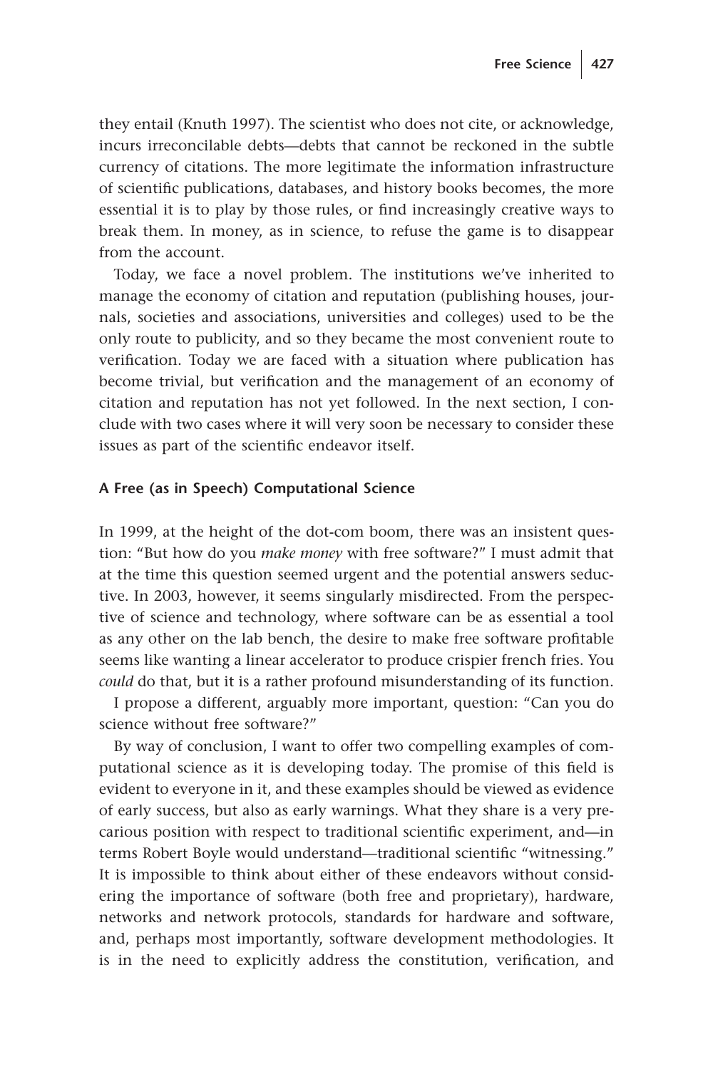they entail (Knuth 1997). The scientist who does not cite, or acknowledge, incurs irreconcilable debts—debts that cannot be reckoned in the subtle currency of citations. The more legitimate the information infrastructure of scientific publications, databases, and history books becomes, the more essential it is to play by those rules, or find increasingly creative ways to break them. In money, as in science, to refuse the game is to disappear from the account.

Today, we face a novel problem. The institutions we've inherited to manage the economy of citation and reputation (publishing houses, journals, societies and associations, universities and colleges) used to be the only route to publicity, and so they became the most convenient route to verification. Today we are faced with a situation where publication has become trivial, but verification and the management of an economy of citation and reputation has not yet followed. In the next section, I conclude with two cases where it will very soon be necessary to consider these issues as part of the scientific endeavor itself.

### A Free (as in Speech) Computational Science

In 1999, at the height of the dot-com boom, there was an insistent question: "But how do you *make money* with free software?" I must admit that at the time this question seemed urgent and the potential answers seductive. In 2003, however, it seems singularly misdirected. From the perspective of science and technology, where software can be as essential a tool as any other on the lab bench, the desire to make free software profitable seems like wanting a linear accelerator to produce crispier french fries. You *could* do that, but it is a rather profound misunderstanding of its function.

I propose a different, arguably more important, question: "Can you do science without free software?"

By way of conclusion, I want to offer two compelling examples of computational science as it is developing today. The promise of this field is evident to everyone in it, and these examples should be viewed as evidence of early success, but also as early warnings. What they share is a very precarious position with respect to traditional scientific experiment, and—in terms Robert Boyle would understand—traditional scientific "witnessing." It is impossible to think about either of these endeavors without considering the importance of software (both free and proprietary), hardware, networks and network protocols, standards for hardware and software, and, perhaps most importantly, software development methodologies. It is in the need to explicitly address the constitution, verification, and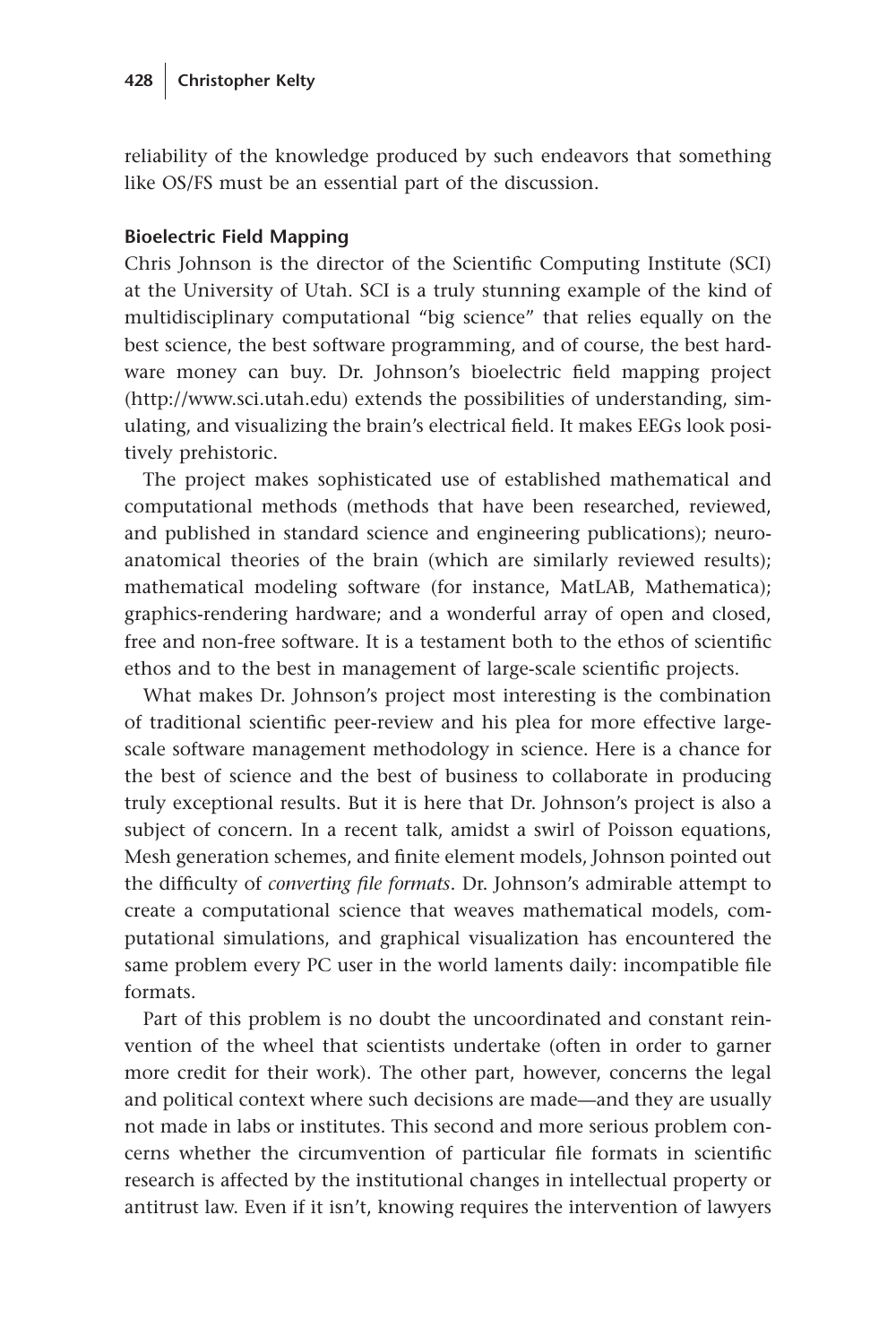reliability of the knowledge produced by such endeavors that something like OS/FS must be an essential part of the discussion.

### Bioelectric Field Mapping

Chris Johnson is the director of the Scientific Computing Institute (SCI) at the University of Utah. SCI is a truly stunning example of the kind of multidisciplinary computational "big science" that relies equally on the best science, the best software programming, and of course, the best hardware money can buy. Dr. Johnson's bioelectric field mapping project (http://www.sci.utah.edu) extends the possibilities of understanding, simulating, and visualizing the brain's electrical field. It makes EEGs look positively prehistoric.

The project makes sophisticated use of established mathematical and computational methods (methods that have been researched, reviewed, and published in standard science and engineering publications); neuroanatomical theories of the brain (which are similarly reviewed results); mathematical modeling software (for instance, MatLAB, Mathematica); graphics-rendering hardware; and a wonderful array of open and closed, free and non-free software. It is a testament both to the ethos of scientific ethos and to the best in management of large-scale scientific projects.

What makes Dr. Johnson's project most interesting is the combination of traditional scientific peer-review and his plea for more effective large-scale software management methodology in science. Here is a chance for the best of science and the best of business to collaborate in producing truly exceptional results. But it is here that Dr. Johnson's project is also a subject of concern. In a recent talk, amidst a swirl of Poisson equations, Mesh generation schemes, and finite element models, Johnson pointed out the difficulty of *converting file formats*. Dr. Johnson's admirable attempt to create a computational science that weaves mathematical models, computational simulations, and graphical visualization has encountered the same problem every PC user in the world laments daily: incompatible file formats.

Part of this problem is no doubt the uncoordinated and constant reinvention of the wheel that scientists undertake (often in order to garner more credit for their work). The other part, however, concerns the legal and political context where such decisions are made—and they are usually not made in labs or institutes. This second and more serious problem concerns whether the circumvention of particular file formats in scientific research is affected by the institutional changes in intellectual property or antitrust law. Even if it isn't, knowing requires the intervention of lawyers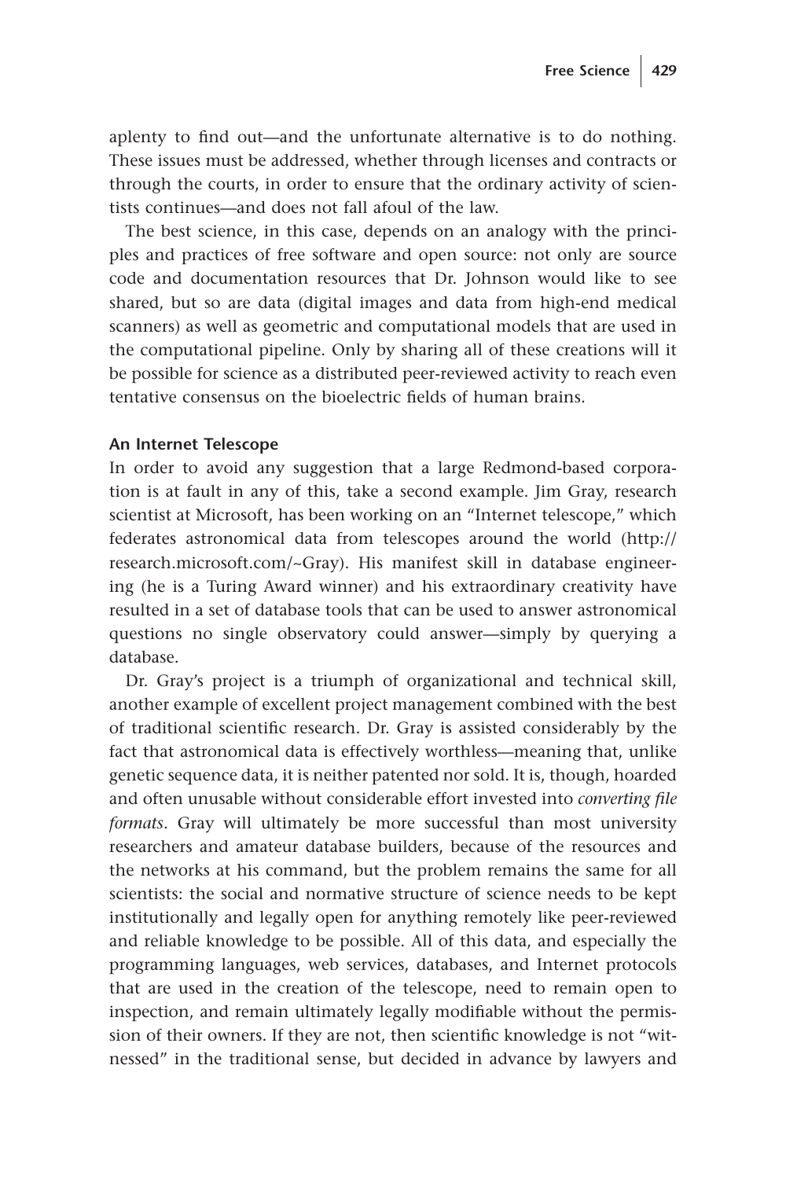aplenty to find out—and the unfortunate alternative is to do nothing. These issues must be addressed, whether through licenses and contracts or through the courts, in order to ensure that the ordinary activity of scientists continues—and does not fall afoul of the law.

The best science, in this case, depends on an analogy with the principles and practices of free software and open source: not only are source code and documentation resources that Dr. Johnson would like to see shared, but so are data (digital images and data from high-end medical scanners) as well as geometric and computational models that are used in the computational pipeline. Only by sharing all of these creations will it be possible for science as a distributed peer-reviewed activity to reach even tentative consensus on the bioelectric fields of human brains.

### An Internet Telescope

In order to avoid any suggestion that a large Redmond-based corporation is at fault in any of this, take a second example. Jim Gray, research scientist at Microsoft, has been working on an "Internet telescope," which federates astronomical data from telescopes around the world (http://research.microsoft.com/~Gray). His manifest skill in database engineering (he is a Turing Award winner) and his extraordinary creativity have resulted in a set of database tools that can be used to answer astronomical questions no single observatory could answer—simply by querying a database.

Dr. Gray's project is a triumph of organizational and technical skill, another example of excellent project management combined with the best of traditional scientific research. Dr. Gray is assisted considerably by the fact that astronomical data is effectively worthless—meaning that, unlike genetic sequence data, it is neither patented nor sold. It is, though, hoarded and often unusable without considerable effort invested into *converting file formats*. Gray will ultimately be more successful than most university researchers and amateur database builders, because of the resources and the networks at his command, but the problem remains the same for all scientists: the social and normative structure of science needs to be kept institutionally and legally open for anything remotely like peer-reviewed and reliable knowledge to be possible. All of this data, and especially the programming languages, web services, databases, and Internet protocols that are used in the creation of the telescope, need to remain open to inspection, and remain ultimately legally modifiable without the permission of their owners. If they are not, then scientific knowledge is not "witnessed" in the traditional sense, but decided in advance by lawyers and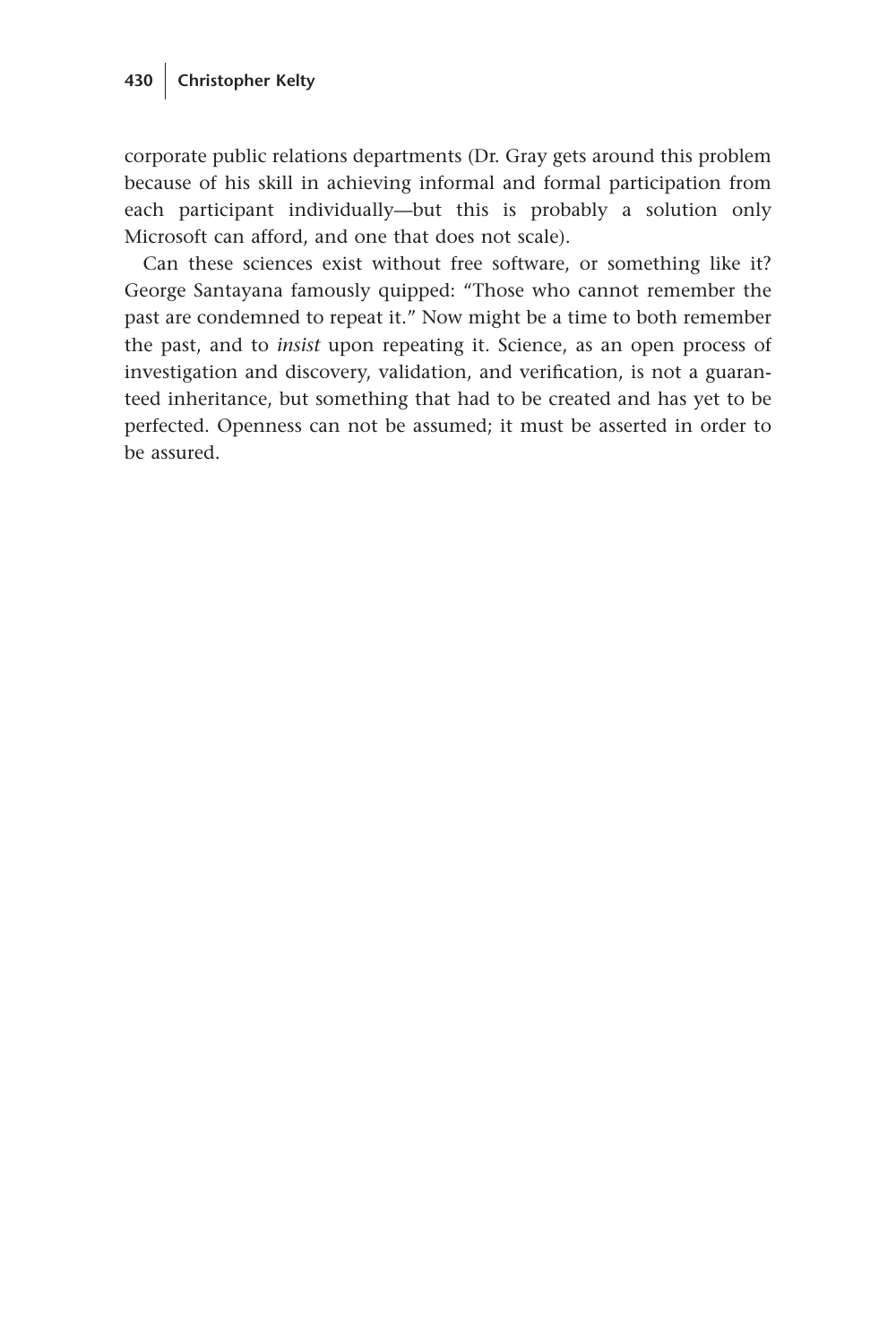corporate public relations departments (Dr. Gray gets around this problem because of his skill in achieving informal and formal participation from each participant individually—but this is probably a solution only Microsoft can afford, and one that does not scale).

Can these sciences exist without free software, or something like it? George Santayana famously quipped: "Those who cannot remember the past are condemned to repeat it." Now might be a time to both remember the past, and to *insist* upon repeating it. Science, as an open process of investigation and discovery, validation, and verification, is not a guaranteed inheritance, but something that had to be created and has yet to be perfected. Openness can not be assumed; it must be asserted in order to be assured.